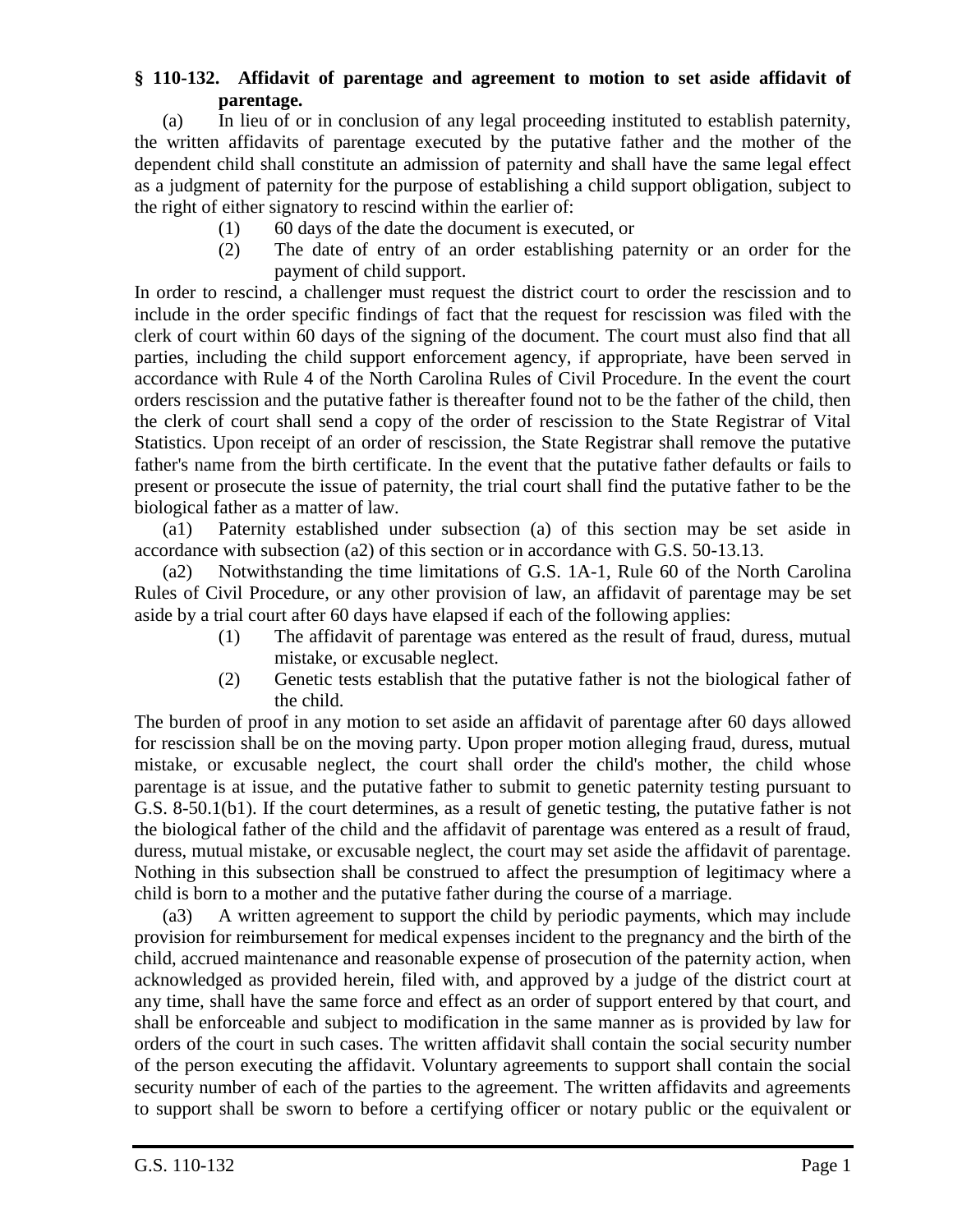**§ 110-132. Affidavit of parentage and agreement to motion to set aside affidavit of parentage.**

(a) In lieu of or in conclusion of any legal proceeding instituted to establish paternity, the written affidavits of parentage executed by the putative father and the mother of the dependent child shall constitute an admission of paternity and shall have the same legal effect as a judgment of paternity for the purpose of establishing a child support obligation, subject to the right of either signatory to rescind within the earlier of:

(1) 60 days of the date the document is executed, or

(2) The date of entry of an order establishing paternity or an order for the payment of child support.

In order to rescind, a challenger must request the district court to order the rescission and to include in the order specific findings of fact that the request for rescission was filed with the clerk of court within 60 days of the signing of the document. The court must also find that all parties, including the child support enforcement agency, if appropriate, have been served in accordance with Rule 4 of the North Carolina Rules of Civil Procedure. In the event the court orders rescission and the putative father is thereafter found not to be the father of the child, then the clerk of court shall send a copy of the order of rescission to the State Registrar of Vital Statistics. Upon receipt of an order of rescission, the State Registrar shall remove the putative father's name from the birth certificate. In the event that the putative father defaults or fails to present or prosecute the issue of paternity, the trial court shall find the putative father to be the biological father as a matter of law.

(a1) Paternity established under subsection (a) of this section may be set aside in accordance with subsection (a2) of this section or in accordance with G.S. 50-13.13.

(a2) Notwithstanding the time limitations of G.S. 1A-1, Rule 60 of the North Carolina Rules of Civil Procedure, or any other provision of law, an affidavit of parentage may be set aside by a trial court after 60 days have elapsed if each of the following applies:

(1) The affidavit of parentage was entered as the result of fraud, duress, mutual mistake, or excusable neglect.

(2) Genetic tests establish that the putative father is not the biological father of the child.

The burden of proof in any motion to set aside an affidavit of parentage after 60 days allowed for rescission shall be on the moving party. Upon proper motion alleging fraud, duress, mutual mistake, or excusable neglect, the court shall order the child's mother, the child whose parentage is at issue, and the putative father to submit to genetic paternity testing pursuant to G.S. 8-50.1(b1). If the court determines, as a result of genetic testing, the putative father is not the biological father of the child and the affidavit of parentage was entered as a result of fraud, duress, mutual mistake, or excusable neglect, the court may set aside the affidavit of parentage. Nothing in this subsection shall be construed to affect the presumption of legitimacy where a child is born to a mother and the putative father during the course of a marriage.

(a3) A written agreement to support the child by periodic payments, which may include provision for reimbursement for medical expenses incident to the pregnancy and the birth of the child, accrued maintenance and reasonable expense of prosecution of the paternity action, when acknowledged as provided herein, filed with, and approved by a judge of the district court at any time, shall have the same force and effect as an order of support entered by that court, and shall be enforceable and subject to modification in the same manner as is provided by law for orders of the court in such cases. The written affidavit shall contain the social security number of the person executing the affidavit. Voluntary agreements to support shall contain the social security number of each of the parties to the agreement. The written affidavits and agreements to support shall be sworn to before a certifying officer or notary public or the equivalent or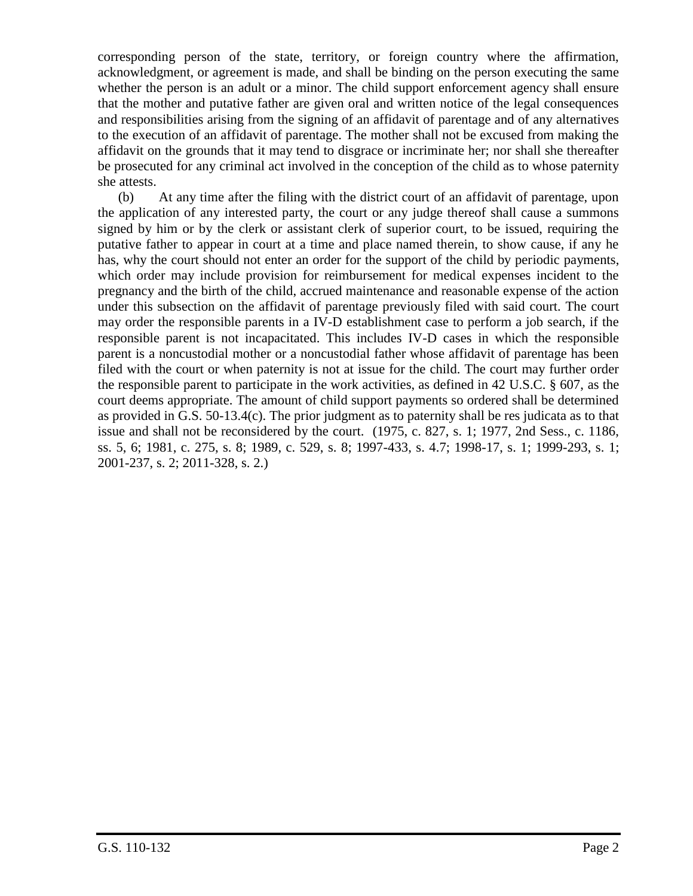corresponding person of the state, territory, or foreign country where the affirmation, acknowledgment, or agreement is made, and shall be binding on the person executing the same whether the person is an adult or a minor. The child support enforcement agency shall ensure that the mother and putative father are given oral and written notice of the legal consequences and responsibilities arising from the signing of an affidavit of parentage and of any alternatives to the execution of an affidavit of parentage. The mother shall not be excused from making the affidavit on the grounds that it may tend to disgrace or incriminate her; nor shall she thereafter be prosecuted for any criminal act involved in the conception of the child as to whose paternity she attests.

(b) At any time after the filing with the district court of an affidavit of parentage, upon the application of any interested party, the court or any judge thereof shall cause a summons signed by him or by the clerk or assistant clerk of superior court, to be issued, requiring the putative father to appear in court at a time and place named therein, to show cause, if any he has, why the court should not enter an order for the support of the child by periodic payments, which order may include provision for reimbursement for medical expenses incident to the pregnancy and the birth of the child, accrued maintenance and reasonable expense of the action under this subsection on the affidavit of parentage previously filed with said court. The court may order the responsible parents in a IV-D establishment case to perform a job search, if the responsible parent is not incapacitated. This includes IV-D cases in which the responsible parent is a noncustodial mother or a noncustodial father whose affidavit of parentage has been filed with the court or when paternity is not at issue for the child. The court may further order the responsible parent to participate in the work activities, as defined in 42 U.S.C. § 607, as the court deems appropriate. The amount of child support payments so ordered shall be determined as provided in G.S. 50-13.4(c). The prior judgment as to paternity shall be res judicata as to that issue and shall not be reconsidered by the court. (1975, c. 827, s. 1; 1977, 2nd Sess., c. 1186, ss. 5, 6; 1981, c. 275, s. 8; 1989, c. 529, s. 8; 1997-433, s. 4.7; 1998-17, s. 1; 1999-293, s. 1; 2001-237, s. 2; 2011-328, s. 2.)